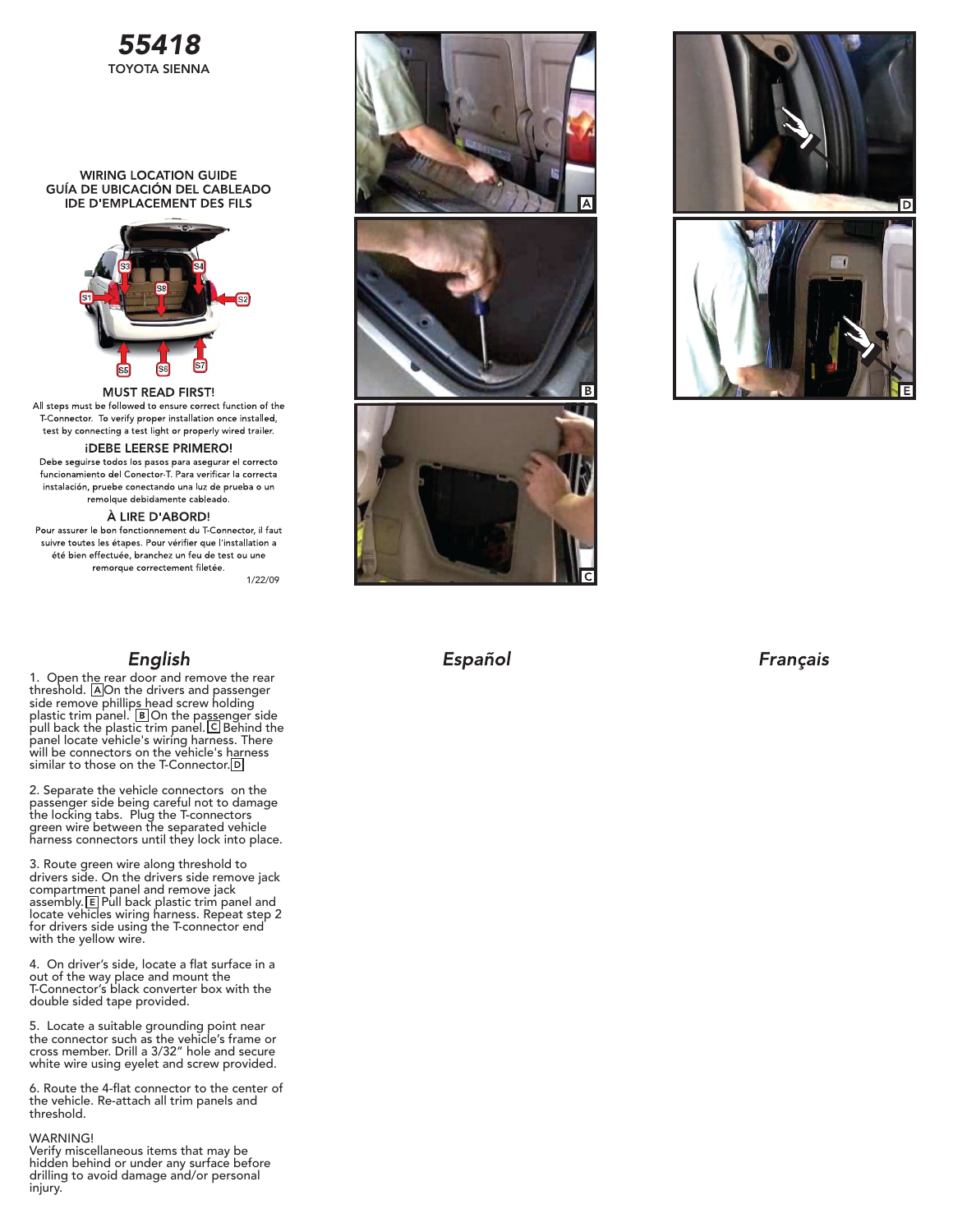# 55418

TOYOTA SIENNA

WIRING LOCATION GUIDE
GUÍA DE UBICACIÓN DEL CABLEADO
IDE D'EMPLACEMENT DES FILS

### MUST READ FIRST!

All steps must be followed to ensure correct function of the T-Connector. To verify proper installation once installed, test by connecting a test light or properly wired trailer.

### ¡DEBE LEERSE PRIMERO!

Debe seguirse todos los pasos para asegurar el correcto funcionamiento del Conector-T. Para verificar la correcta instalación, pruebe conectando una luz de prueba o un remolque debidamente cableado.

### À LIRE D'ABORD!

Pour assurer le bon fonctionnement du T-Connector, il faut suivre toutes les étapes. Pour vérifier que l'installation a été bien effectuée, branchez un feu de test ou une remorque correctement filetée.

1/22/09

## English

1. Open the rear door and remove the rear threshold. [A] On the drivers and passenger side remove phillips head screw holding plastic trim panel. [B] On the passenger side pull back the plastic trim panel. [C] Behind the panel locate vehicle's wiring harness. There will be connectors on the vehicle's harness similar to those on the T-Connector. [D]

2. Separate the vehicle connectors on the passenger side being careful not to damage the locking tabs. Plug the T-connectors green wire between the separated vehicle harness connectors until they lock into place.

3. Route green wire along threshold to drivers side. On the drivers side remove jack compartment panel and remove jack assembly. [E] Pull back plastic trim panel and locate vehicles wiring harness. Repeat step 2 for drivers side using the T-connector end with the yellow wire.

4. On driver's side, locate a flat surface in a out of the way place and mount the T-Connector's black converter box with the double sided tape provided.

5. Locate a suitable grounding point near the connector such as the vehicle's frame or cross member. Drill a 3/32" hole and secure white wire using eyelet and screw provided.

6. Route the 4-flat connector to the center of the vehicle. Re-attach all trim panels and threshold.

WARNING!
Verify miscellaneous items that may be hidden behind or under any surface before drilling to avoid damage and/or personal injury.

## Español

## Français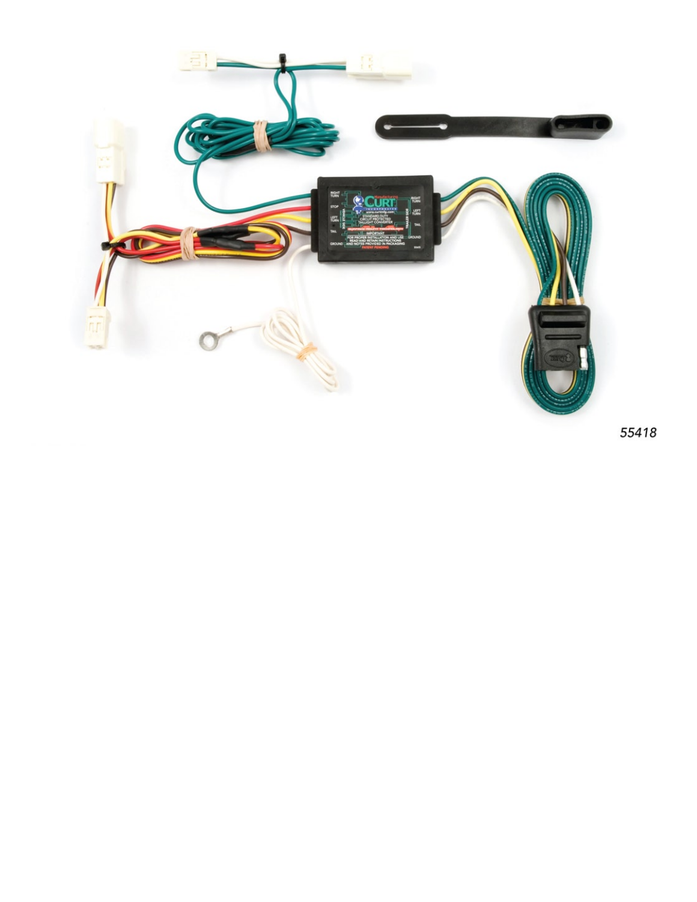55418